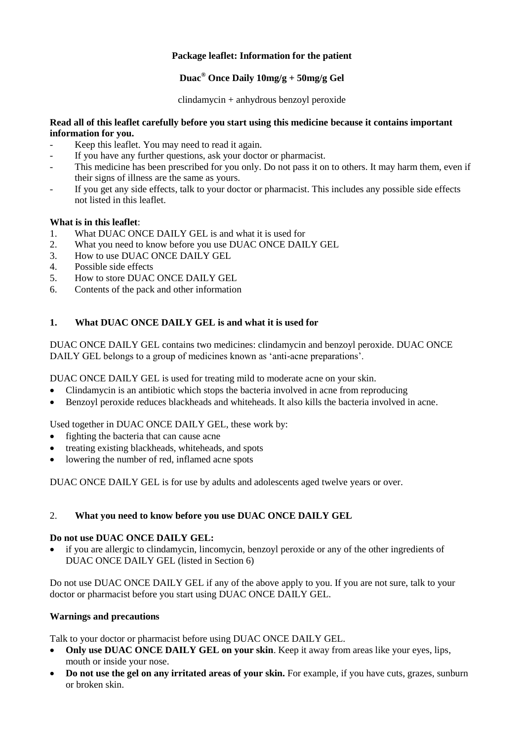**Package leaflet: Information for the patient**

**Duac® Once Daily 10mg/g + 50mg/g Gel**

clindamycin + anhydrous benzoyl peroxide

**Read all of this leaflet carefully before you start using this medicine because it contains important information for you.**

- Keep this leaflet. You may need to read it again.
- If you have any further questions, ask your doctor or pharmacist.
- This medicine has been prescribed for you only. Do not pass it on to others. It may harm them, even if their signs of illness are the same as yours.
- If you get any side effects, talk to your doctor or pharmacist. This includes any possible side effects not listed in this leaflet.

**What is in this leaflet**:

1. What DUAC ONCE DAILY GEL is and what it is used for
2. What you need to know before you use DUAC ONCE DAILY GEL
3. How to use DUAC ONCE DAILY GEL
4. Possible side effects
5. How to store DUAC ONCE DAILY GEL
6. Contents of the pack and other information

## 1. What DUAC ONCE DAILY GEL is and what it is used for

DUAC ONCE DAILY GEL contains two medicines: clindamycin and benzoyl peroxide. DUAC ONCE DAILY GEL belongs to a group of medicines known as 'anti-acne preparations'.

DUAC ONCE DAILY GEL is used for treating mild to moderate acne on your skin.

- Clindamycin is an antibiotic which stops the bacteria involved in acne from reproducing
- Benzoyl peroxide reduces blackheads and whiteheads. It also kills the bacteria involved in acne.

Used together in DUAC ONCE DAILY GEL, these work by:

- fighting the bacteria that can cause acne
- treating existing blackheads, whiteheads, and spots
- lowering the number of red, inflamed acne spots

DUAC ONCE DAILY GEL is for use by adults and adolescents aged twelve years or over.

## 2. What you need to know before you use DUAC ONCE DAILY GEL

**Do not use DUAC ONCE DAILY GEL:**

- if you are allergic to clindamycin, lincomycin, benzoyl peroxide or any of the other ingredients of DUAC ONCE DAILY GEL (listed in Section 6)

Do not use DUAC ONCE DAILY GEL if any of the above apply to you. If you are not sure, talk to your doctor or pharmacist before you start using DUAC ONCE DAILY GEL.

**Warnings and precautions**

Talk to your doctor or pharmacist before using DUAC ONCE DAILY GEL.

- **Only use DUAC ONCE DAILY GEL on your skin**. Keep it away from areas like your eyes, lips, mouth or inside your nose.
- **Do not use the gel on any irritated areas of your skin.** For example, if you have cuts, grazes, sunburn or broken skin.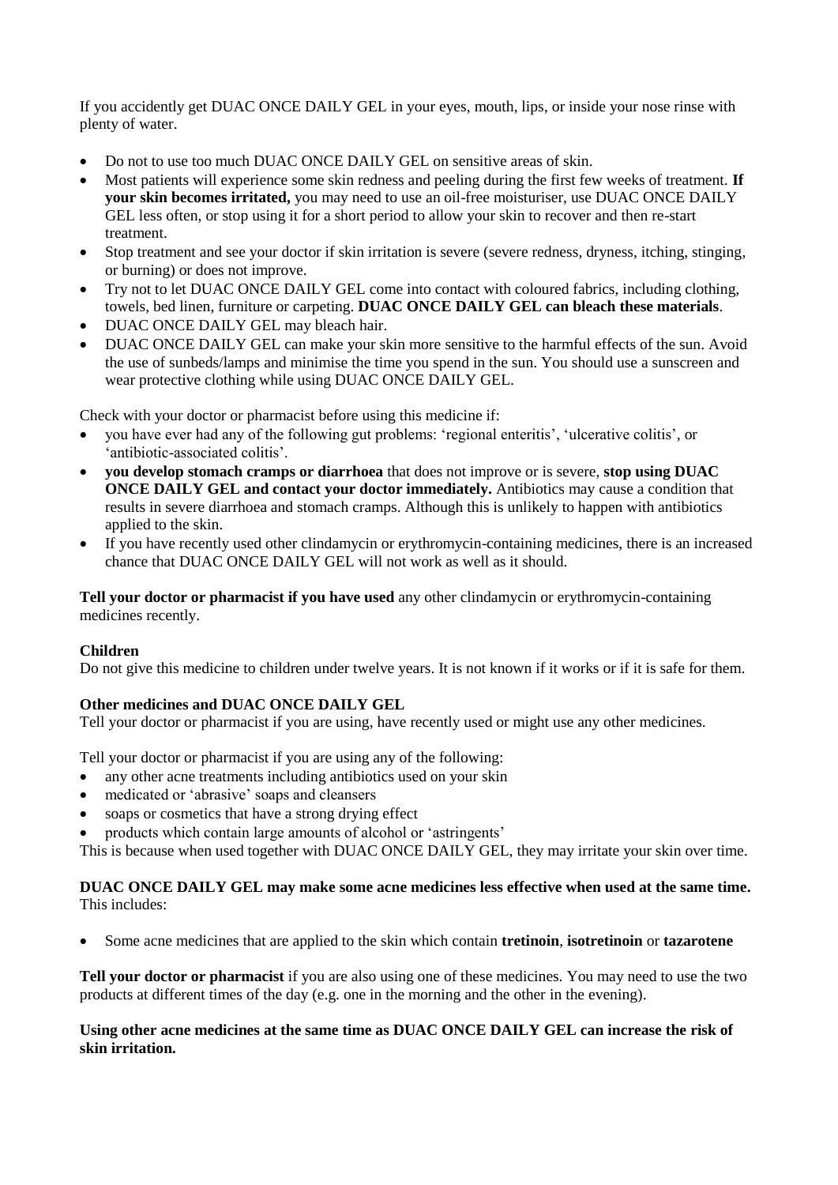If you accidently get DUAC ONCE DAILY GEL in your eyes, mouth, lips, or inside your nose rinse with plenty of water.

- Do not to use too much DUAC ONCE DAILY GEL on sensitive areas of skin.
- Most patients will experience some skin redness and peeling during the first few weeks of treatment. **If your skin becomes irritated,** you may need to use an oil-free moisturiser, use DUAC ONCE DAILY GEL less often, or stop using it for a short period to allow your skin to recover and then re-start treatment.
- Stop treatment and see your doctor if skin irritation is severe (severe redness, dryness, itching, stinging, or burning) or does not improve.
- Try not to let DUAC ONCE DAILY GEL come into contact with coloured fabrics, including clothing, towels, bed linen, furniture or carpeting. **DUAC ONCE DAILY GEL can bleach these materials**.
- DUAC ONCE DAILY GEL may bleach hair.
- DUAC ONCE DAILY GEL can make your skin more sensitive to the harmful effects of the sun. Avoid the use of sunbeds/lamps and minimise the time you spend in the sun. You should use a sunscreen and wear protective clothing while using DUAC ONCE DAILY GEL.

Check with your doctor or pharmacist before using this medicine if:

- you have ever had any of the following gut problems: 'regional enteritis', 'ulcerative colitis', or 'antibiotic-associated colitis'.
- **you develop stomach cramps or diarrhoea** that does not improve or is severe, **stop using DUAC ONCE DAILY GEL and contact your doctor immediately.** Antibiotics may cause a condition that results in severe diarrhoea and stomach cramps. Although this is unlikely to happen with antibiotics applied to the skin.
- If you have recently used other clindamycin or erythromycin-containing medicines, there is an increased chance that DUAC ONCE DAILY GEL will not work as well as it should.

**Tell your doctor or pharmacist if you have used** any other clindamycin or erythromycin-containing medicines recently.

**Children**

Do not give this medicine to children under twelve years. It is not known if it works or if it is safe for them.

**Other medicines and DUAC ONCE DAILY GEL**

Tell your doctor or pharmacist if you are using, have recently used or might use any other medicines.

Tell your doctor or pharmacist if you are using any of the following:

- any other acne treatments including antibiotics used on your skin
- medicated or 'abrasive' soaps and cleansers
- soaps or cosmetics that have a strong drying effect
- products which contain large amounts of alcohol or 'astringents'

This is because when used together with DUAC ONCE DAILY GEL, they may irritate your skin over time.

**DUAC ONCE DAILY GEL may make some acne medicines less effective when used at the same time.** This includes:

- Some acne medicines that are applied to the skin which contain **tretinoin**, **isotretinoin** or **tazarotene**

**Tell your doctor or pharmacist** if you are also using one of these medicines. You may need to use the two products at different times of the day (e.g. one in the morning and the other in the evening).

**Using other acne medicines at the same time as DUAC ONCE DAILY GEL can increase the risk of skin irritation.**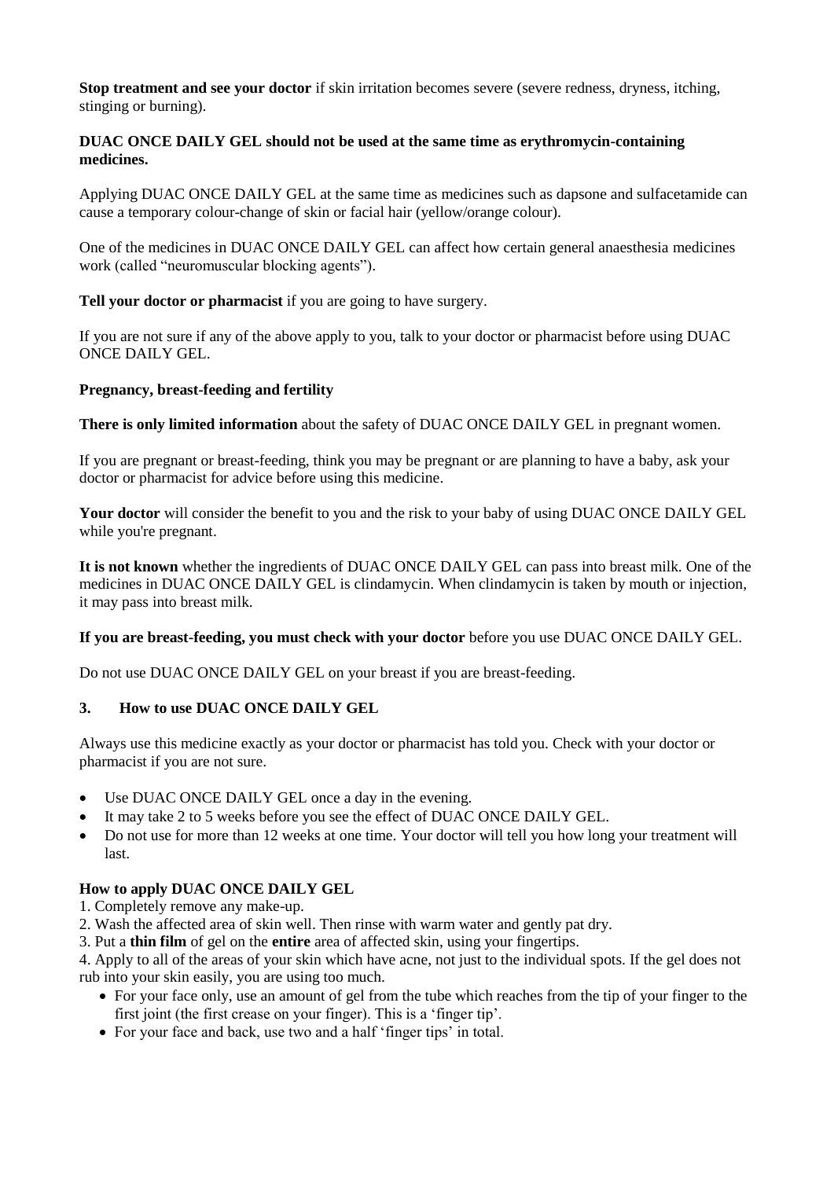**Stop treatment and see your doctor** if skin irritation becomes severe (severe redness, dryness, itching, stinging or burning).

**DUAC ONCE DAILY GEL should not be used at the same time as erythromycin-containing medicines.**

Applying DUAC ONCE DAILY GEL at the same time as medicines such as dapsone and sulfacetamide can cause a temporary colour-change of skin or facial hair (yellow/orange colour).

One of the medicines in DUAC ONCE DAILY GEL can affect how certain general anaesthesia medicines work (called "neuromuscular blocking agents").

**Tell your doctor or pharmacist** if you are going to have surgery.

If you are not sure if any of the above apply to you, talk to your doctor or pharmacist before using DUAC ONCE DAILY GEL.

**Pregnancy, breast-feeding and fertility**

**There is only limited information** about the safety of DUAC ONCE DAILY GEL in pregnant women.

If you are pregnant or breast-feeding, think you may be pregnant or are planning to have a baby, ask your doctor or pharmacist for advice before using this medicine.

**Your doctor** will consider the benefit to you and the risk to your baby of using DUAC ONCE DAILY GEL while you're pregnant.

**It is not known** whether the ingredients of DUAC ONCE DAILY GEL can pass into breast milk. One of the medicines in DUAC ONCE DAILY GEL is clindamycin. When clindamycin is taken by mouth or injection, it may pass into breast milk.

**If you are breast-feeding, you must check with your doctor** before you use DUAC ONCE DAILY GEL.

Do not use DUAC ONCE DAILY GEL on your breast if you are breast-feeding.

## 3. How to use DUAC ONCE DAILY GEL

Always use this medicine exactly as your doctor or pharmacist has told you. Check with your doctor or pharmacist if you are not sure.

- Use DUAC ONCE DAILY GEL once a day in the evening.
- It may take 2 to 5 weeks before you see the effect of DUAC ONCE DAILY GEL.
- Do not use for more than 12 weeks at one time. Your doctor will tell you how long your treatment will last.

**How to apply DUAC ONCE DAILY GEL**

1. Completely remove any make-up.
2. Wash the affected area of skin well. Then rinse with warm water and gently pat dry.
3. Put a **thin film** of gel on the **entire** area of affected skin, using your fingertips.
4. Apply to all of the areas of your skin which have acne, not just to the individual spots. If the gel does not rub into your skin easily, you are using too much.
    - For your face only, use an amount of gel from the tube which reaches from the tip of your finger to the first joint (the first crease on your finger). This is a 'finger tip'.
    - For your face and back, use two and a half 'finger tips' in total.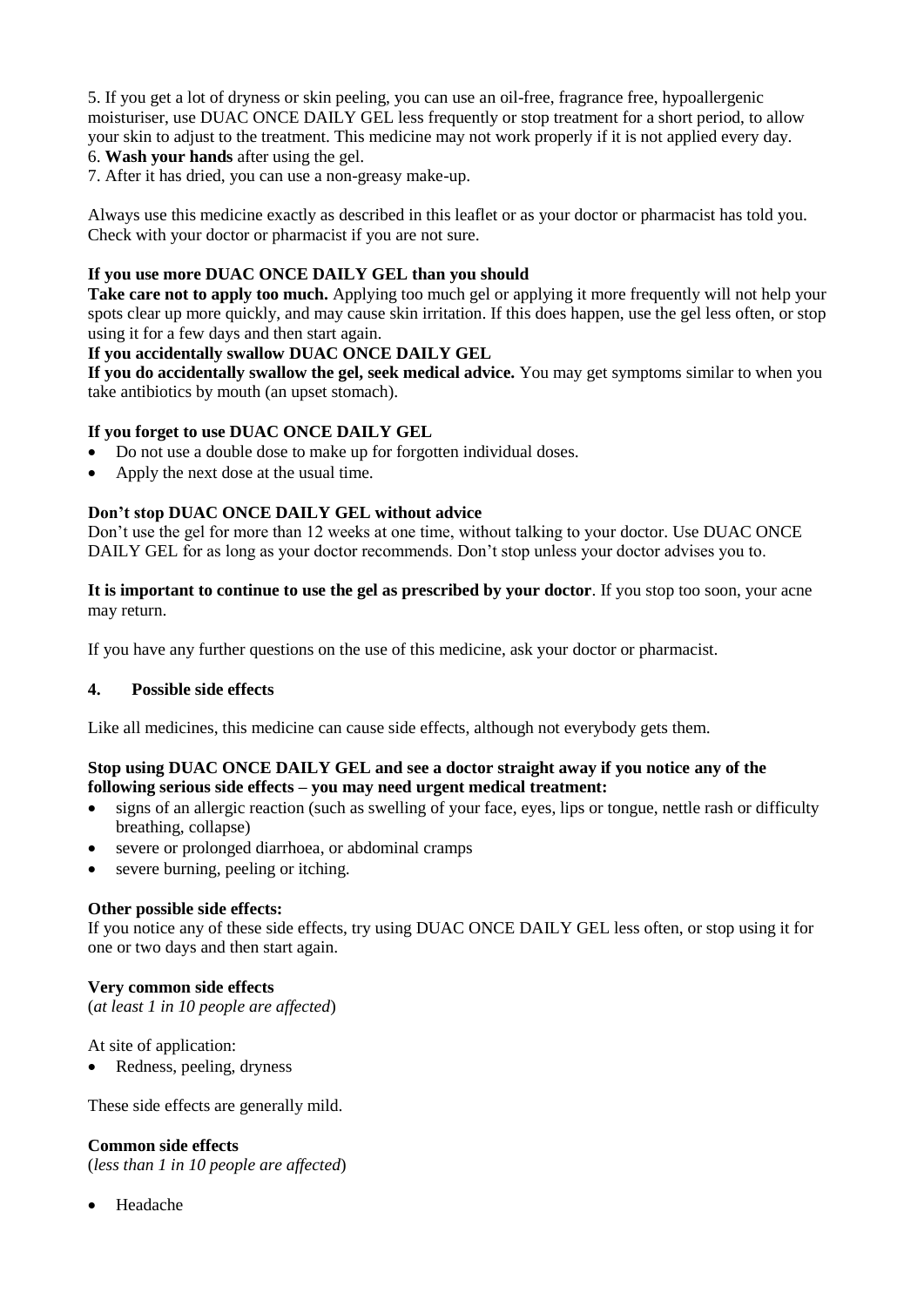5. If you get a lot of dryness or skin peeling, you can use an oil-free, fragrance free, hypoallergenic moisturiser, use DUAC ONCE DAILY GEL less frequently or stop treatment for a short period, to allow your skin to adjust to the treatment. This medicine may not work properly if it is not applied every day.
6. **Wash your hands** after using the gel.
7. After it has dried, you can use a non-greasy make-up.

Always use this medicine exactly as described in this leaflet or as your doctor or pharmacist has told you. Check with your doctor or pharmacist if you are not sure.

**If you use more DUAC ONCE DAILY GEL than you should**

**Take care not to apply too much.** Applying too much gel or applying it more frequently will not help your spots clear up more quickly, and may cause skin irritation. If this does happen, use the gel less often, or stop using it for a few days and then start again.

**If you accidentally swallow DUAC ONCE DAILY GEL**

**If you do accidentally swallow the gel, seek medical advice.** You may get symptoms similar to when you take antibiotics by mouth (an upset stomach).

**If you forget to use DUAC ONCE DAILY GEL**

- Do not use a double dose to make up for forgotten individual doses.
- Apply the next dose at the usual time.

**Don't stop DUAC ONCE DAILY GEL without advice**

Don't use the gel for more than 12 weeks at one time, without talking to your doctor. Use DUAC ONCE DAILY GEL for as long as your doctor recommends. Don't stop unless your doctor advises you to.

**It is important to continue to use the gel as prescribed by your doctor**. If you stop too soon, your acne may return.

If you have any further questions on the use of this medicine, ask your doctor or pharmacist.

## 4. Possible side effects

Like all medicines, this medicine can cause side effects, although not everybody gets them.

**Stop using DUAC ONCE DAILY GEL and see a doctor straight away if you notice any of the following serious side effects – you may need urgent medical treatment:**

- signs of an allergic reaction (such as swelling of your face, eyes, lips or tongue, nettle rash or difficulty breathing, collapse)
- severe or prolonged diarrhoea, or abdominal cramps
- severe burning, peeling or itching.

**Other possible side effects:**

If you notice any of these side effects, try using DUAC ONCE DAILY GEL less often, or stop using it for one or two days and then start again.

**Very common side effects**
(*at least 1 in 10 people are affected*)

At site of application:

- Redness, peeling, dryness

These side effects are generally mild.

**Common side effects**
(*less than 1 in 10 people are affected*)

- Headache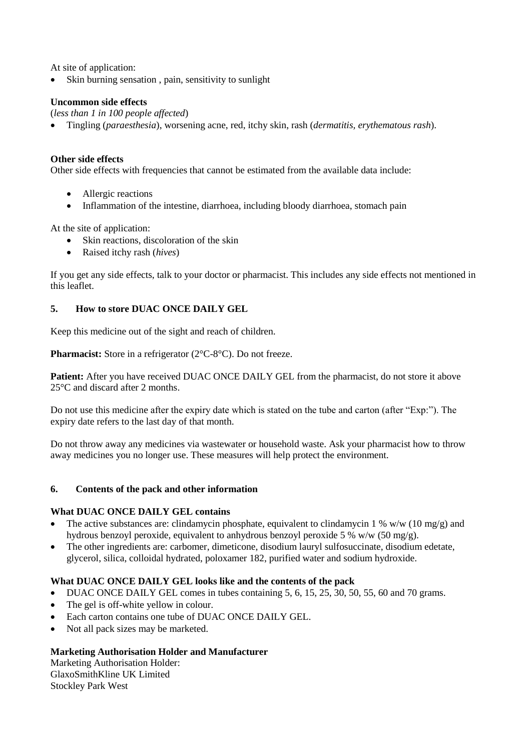At site of application:

- Skin burning sensation , pain, sensitivity to sunlight

**Uncommon side effects**

(*less than 1 in 100 people affected*)

- Tingling (*paraesthesia*), worsening acne, red, itchy skin, rash (*dermatitis, erythematous rash*).

**Other side effects**

Other side effects with frequencies that cannot be estimated from the available data include:

- Allergic reactions
- Inflammation of the intestine, diarrhoea, including bloody diarrhoea, stomach pain

At the site of application:

- Skin reactions, discoloration of the skin
- Raised itchy rash (*hives*)

If you get any side effects, talk to your doctor or pharmacist. This includes any side effects not mentioned in this leaflet.

## 5. How to store DUAC ONCE DAILY GEL

Keep this medicine out of the sight and reach of children.

**Pharmacist:** Store in a refrigerator (2°C-8°C). Do not freeze.

**Patient:** After you have received DUAC ONCE DAILY GEL from the pharmacist, do not store it above 25°C and discard after 2 months.

Do not use this medicine after the expiry date which is stated on the tube and carton (after "Exp:"). The expiry date refers to the last day of that month.

Do not throw away any medicines via wastewater or household waste. Ask your pharmacist how to throw away medicines you no longer use. These measures will help protect the environment.

## 6. Contents of the pack and other information

**What DUAC ONCE DAILY GEL contains**

- The active substances are: clindamycin phosphate, equivalent to clindamycin 1 % w/w (10 mg/g) and hydrous benzoyl peroxide, equivalent to anhydrous benzoyl peroxide 5 % w/w (50 mg/g).
- The other ingredients are: carbomer, dimeticone, disodium lauryl sulfosuccinate, disodium edetate, glycerol, silica, colloidal hydrated, poloxamer 182, purified water and sodium hydroxide.

**What DUAC ONCE DAILY GEL looks like and the contents of the pack**

- DUAC ONCE DAILY GEL comes in tubes containing 5, 6, 15, 25, 30, 50, 55, 60 and 70 grams.
- The gel is off-white yellow in colour.
- Each carton contains one tube of DUAC ONCE DAILY GEL.
- Not all pack sizes may be marketed.

**Marketing Authorisation Holder and Manufacturer**

Marketing Authorisation Holder:
GlaxoSmithKline UK Limited
Stockley Park West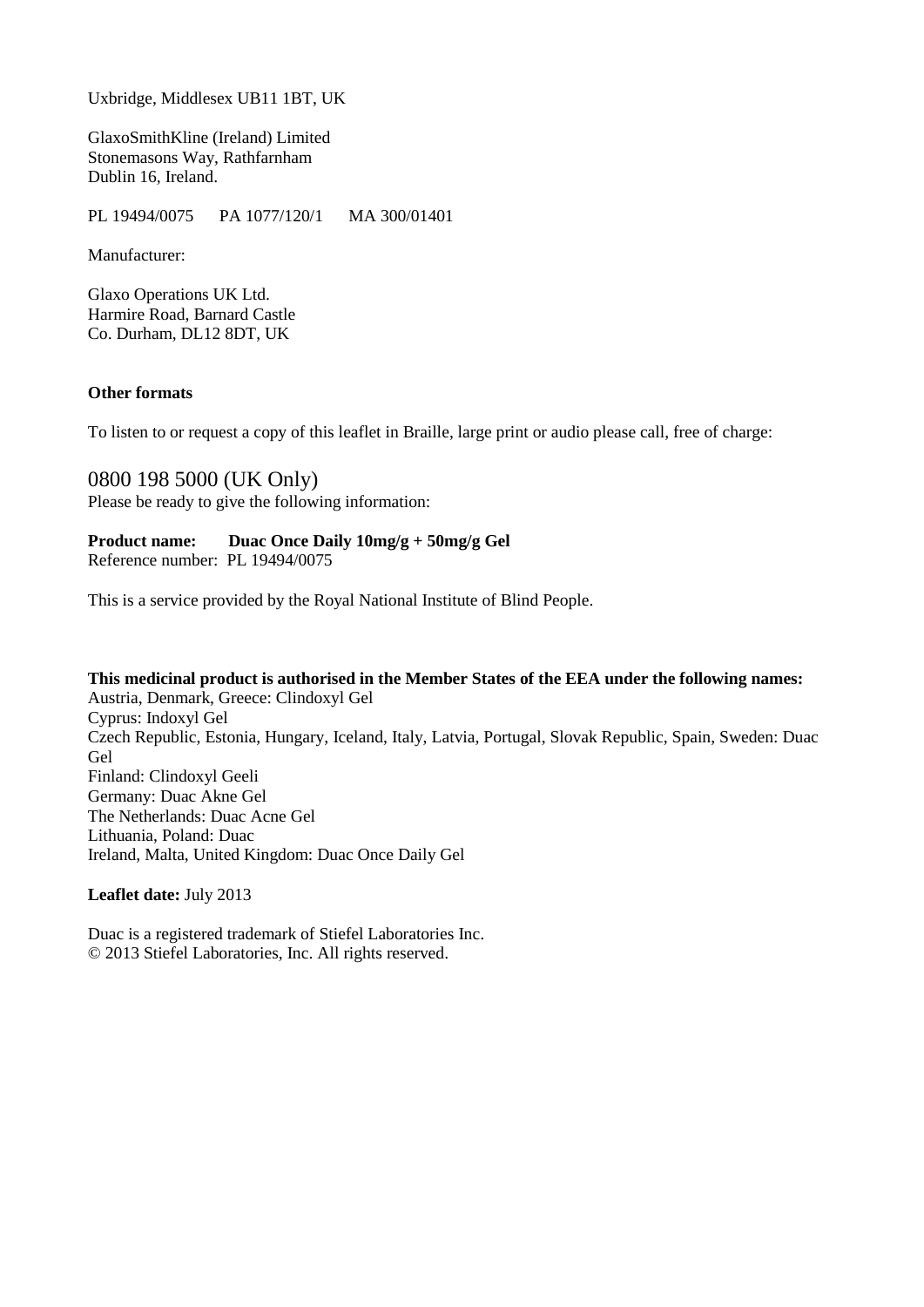Uxbridge, Middlesex UB11 1BT, UK

GlaxoSmithKline (Ireland) Limited
Stonemasons Way, Rathfarnham
Dublin 16, Ireland.

PL 19494/0075 PA 1077/120/1 MA 300/01401

Manufacturer:

Glaxo Operations UK Ltd.
Harmire Road, Barnard Castle
Co. Durham, DL12 8DT, UK

**Other formats**

To listen to or request a copy of this leaflet in Braille, large print or audio please call, free of charge:

0800 198 5000 (UK Only)
Please be ready to give the following information:

**Product name: Duac Once Daily 10mg/g + 50mg/g Gel**
Reference number: PL 19494/0075

This is a service provided by the Royal National Institute of Blind People.

**This medicinal product is authorised in the Member States of the EEA under the following names:**
Austria, Denmark, Greece: Clindoxyl Gel
Cyprus: Indoxyl Gel
Czech Republic, Estonia, Hungary, Iceland, Italy, Latvia, Portugal, Slovak Republic, Spain, Sweden: Duac Gel
Finland: Clindoxyl Geeli
Germany: Duac Akne Gel
The Netherlands: Duac Acne Gel
Lithuania, Poland: Duac
Ireland, Malta, United Kingdom: Duac Once Daily Gel

**Leaflet date:** July 2013

Duac is a registered trademark of Stiefel Laboratories Inc.
© 2013 Stiefel Laboratories, Inc. All rights reserved.